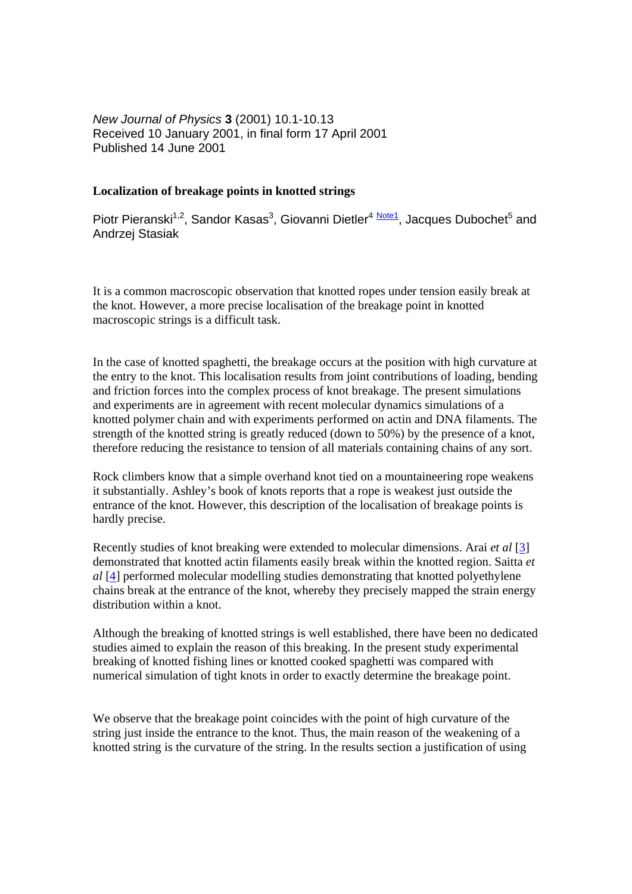*New Journal of Physics* **3** (2001) 10.1-10.13
Received 10 January 2001, in final form 17 April 2001
Published 14 June 2001

**Localization of breakage points in knotted strings**

Piotr Pieranski[1,2], Sandor Kasas[3], Giovanni Dietler[4] Note1, Jacques Dubochet[5] and Andrzej Stasiak

It is a common macroscopic observation that knotted ropes under tension easily break at the knot. However, a more precise localisation of the breakage point in knotted macroscopic strings is a difficult task.

In the case of knotted spaghetti, the breakage occurs at the position with high curvature at the entry to the knot. This localisation results from joint contributions of loading, bending and friction forces into the complex process of knot breakage. The present simulations and experiments are in agreement with recent molecular dynamics simulations of a knotted polymer chain and with experiments performed on actin and DNA filaments. The strength of the knotted string is greatly reduced (down to 50%) by the presence of a knot, therefore reducing the resistance to tension of all materials containing chains of any sort.

Rock climbers know that a simple overhand knot tied on a mountaineering rope weakens it substantially. Ashley's book of knots reports that a rope is weakest just outside the entrance of the knot. However, this description of the localisation of breakage points is hardly precise.

Recently studies of knot breaking were extended to molecular dimensions. Arai *et al* [3] demonstrated that knotted actin filaments easily break within the knotted region. Saitta *et al* [4] performed molecular modelling studies demonstrating that knotted polyethylene chains break at the entrance of the knot, whereby they precisely mapped the strain energy distribution within a knot.

Although the breaking of knotted strings is well established, there have been no dedicated studies aimed to explain the reason of this breaking. In the present study experimental breaking of knotted fishing lines or knotted cooked spaghetti was compared with numerical simulation of tight knots in order to exactly determine the breakage point.

We observe that the breakage point coincides with the point of high curvature of the string just inside the entrance to the knot. Thus, the main reason of the weakening of a knotted string is the curvature of the string. In the results section a justification of using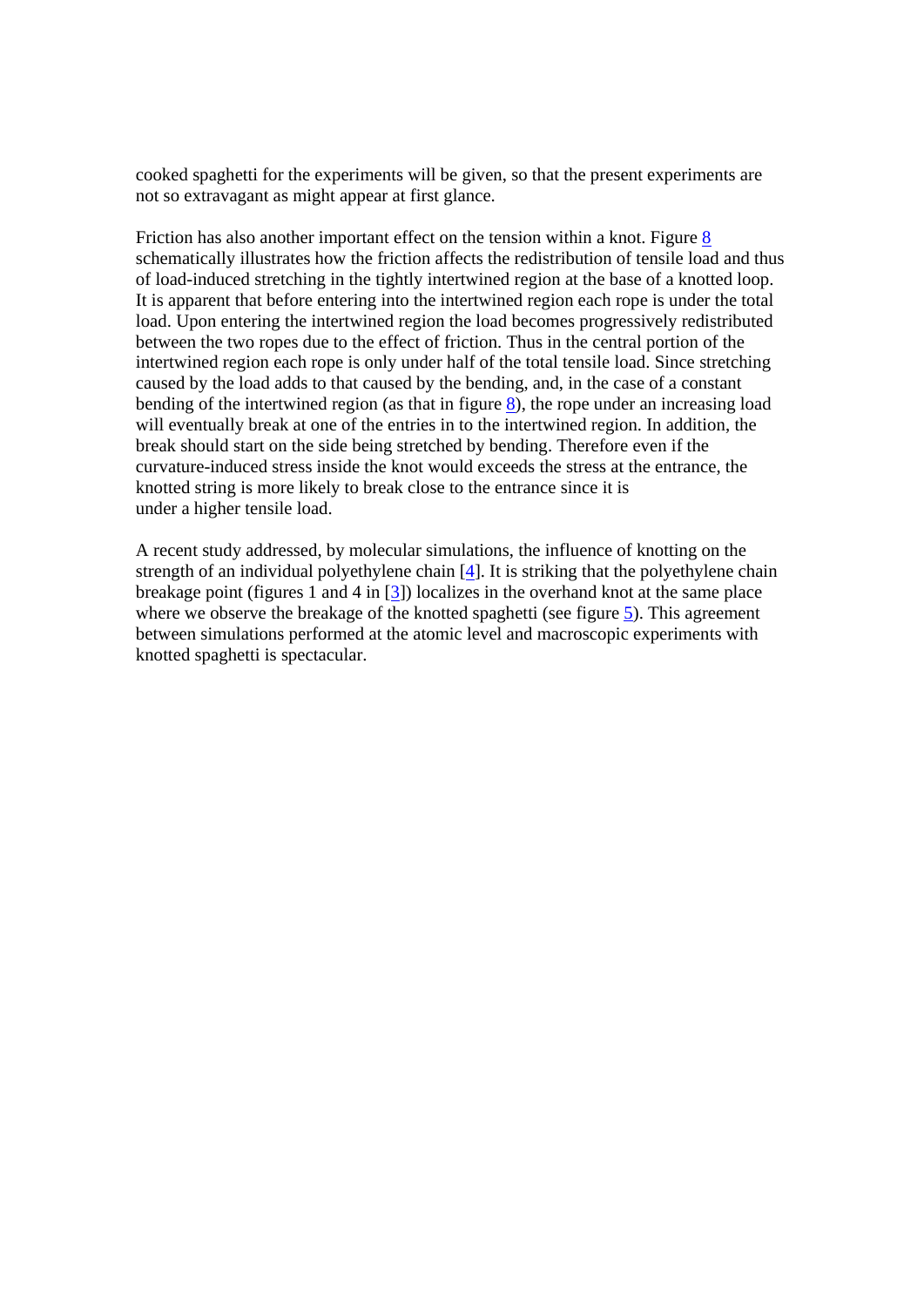cooked spaghetti for the experiments will be given, so that the present experiments are not so extravagant as might appear at first glance.

Friction has also another important effect on the tension within a knot. Figure 8 schematically illustrates how the friction affects the redistribution of tensile load and thus of load-induced stretching in the tightly intertwined region at the base of a knotted loop. It is apparent that before entering into the intertwined region each rope is under the total load. Upon entering the intertwined region the load becomes progressively redistributed between the two ropes due to the effect of friction. Thus in the central portion of the intertwined region each rope is only under half of the total tensile load. Since stretching caused by the load adds to that caused by the bending, and, in the case of a constant bending of the intertwined region (as that in figure 8), the rope under an increasing load will eventually break at one of the entries in to the intertwined region. In addition, the break should start on the side being stretched by bending. Therefore even if the curvature-induced stress inside the knot would exceeds the stress at the entrance, the knotted string is more likely to break close to the entrance since it is under a higher tensile load.

A recent study addressed, by molecular simulations, the influence of knotting on the strength of an individual polyethylene chain [4]. It is striking that the polyethylene chain breakage point (figures 1 and 4 in [3]) localizes in the overhand knot at the same place where we observe the breakage of the knotted spaghetti (see figure 5). This agreement between simulations performed at the atomic level and macroscopic experiments with knotted spaghetti is spectacular.